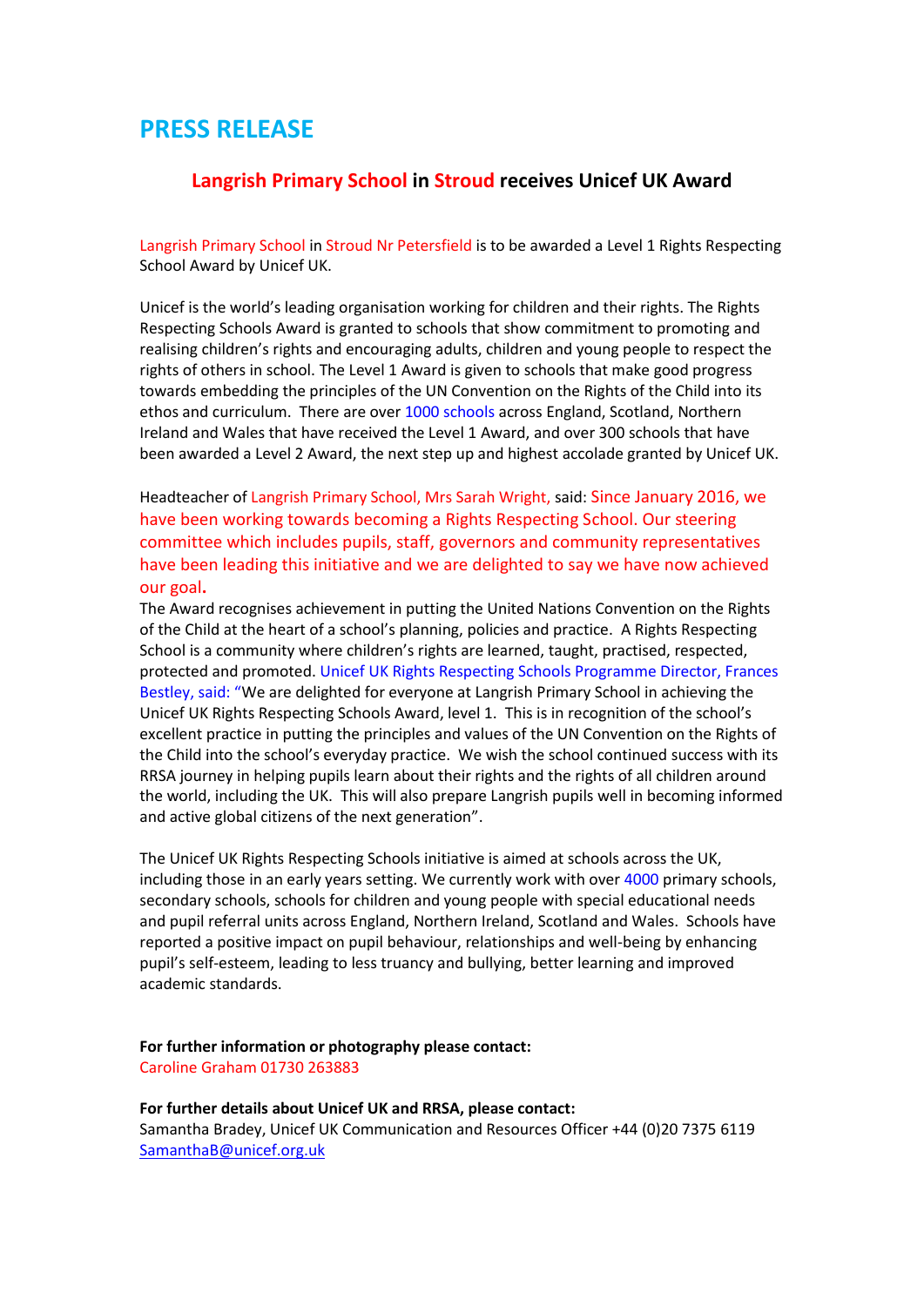# PRESS RELEASE

## Langrish Primary School in Stroud receives Unicef UK Award

Langrish Primary School in Stroud Nr Petersfield is to be awarded a Level 1 Rights Respecting School Award by Unicef UK.

Unicef is the world's leading organisation working for children and their rights. The Rights Respecting Schools Award is granted to schools that show commitment to promoting and realising children's rights and encouraging adults, children and young people to respect the rights of others in school. The Level 1 Award is given to schools that make good progress towards embedding the principles of the UN Convention on the Rights of the Child into its ethos and curriculum. There are over 1000 schools across England, Scotland, Northern Ireland and Wales that have received the Level 1 Award, and over 300 schools that have been awarded a Level 2 Award, the next step up and highest accolade granted by Unicef UK.

Headteacher of Langrish Primary School, Mrs Sarah Wright, said: Since January 2016, we have been working towards becoming a Rights Respecting School. Our steering committee which includes pupils, staff, governors and community representatives have been leading this initiative and we are delighted to say we have now achieved our goal.

The Award recognises achievement in putting the United Nations Convention on the Rights of the Child at the heart of a school's planning, policies and practice. A Rights Respecting School is a community where children's rights are learned, taught, practised, respected, protected and promoted. Unicef UK Rights Respecting Schools Programme Director, Frances Bestley, said: "We are delighted for everyone at Langrish Primary School in achieving the Unicef UK Rights Respecting Schools Award, level 1. This is in recognition of the school's excellent practice in putting the principles and values of the UN Convention on the Rights of the Child into the school's everyday practice. We wish the school continued success with its RRSA journey in helping pupils learn about their rights and the rights of all children around the world, including the UK. This will also prepare Langrish pupils well in becoming informed and active global citizens of the next generation".

The Unicef UK Rights Respecting Schools initiative is aimed at schools across the UK, including those in an early years setting. We currently work with over 4000 primary schools, secondary schools, schools for children and young people with special educational needs and pupil referral units across England, Northern Ireland, Scotland and Wales. Schools have reported a positive impact on pupil behaviour, relationships and well-being by enhancing pupil's self-esteem, leading to less truancy and bullying, better learning and improved academic standards.

**For further information or photography please contact:**
Caroline Graham 01730 263883

**For further details about Unicef UK and RRSA, please contact:**
Samantha Bradey, Unicef UK Communication and Resources Officer +44 (0)20 7375 6119
SamanthaB@unicef.org.uk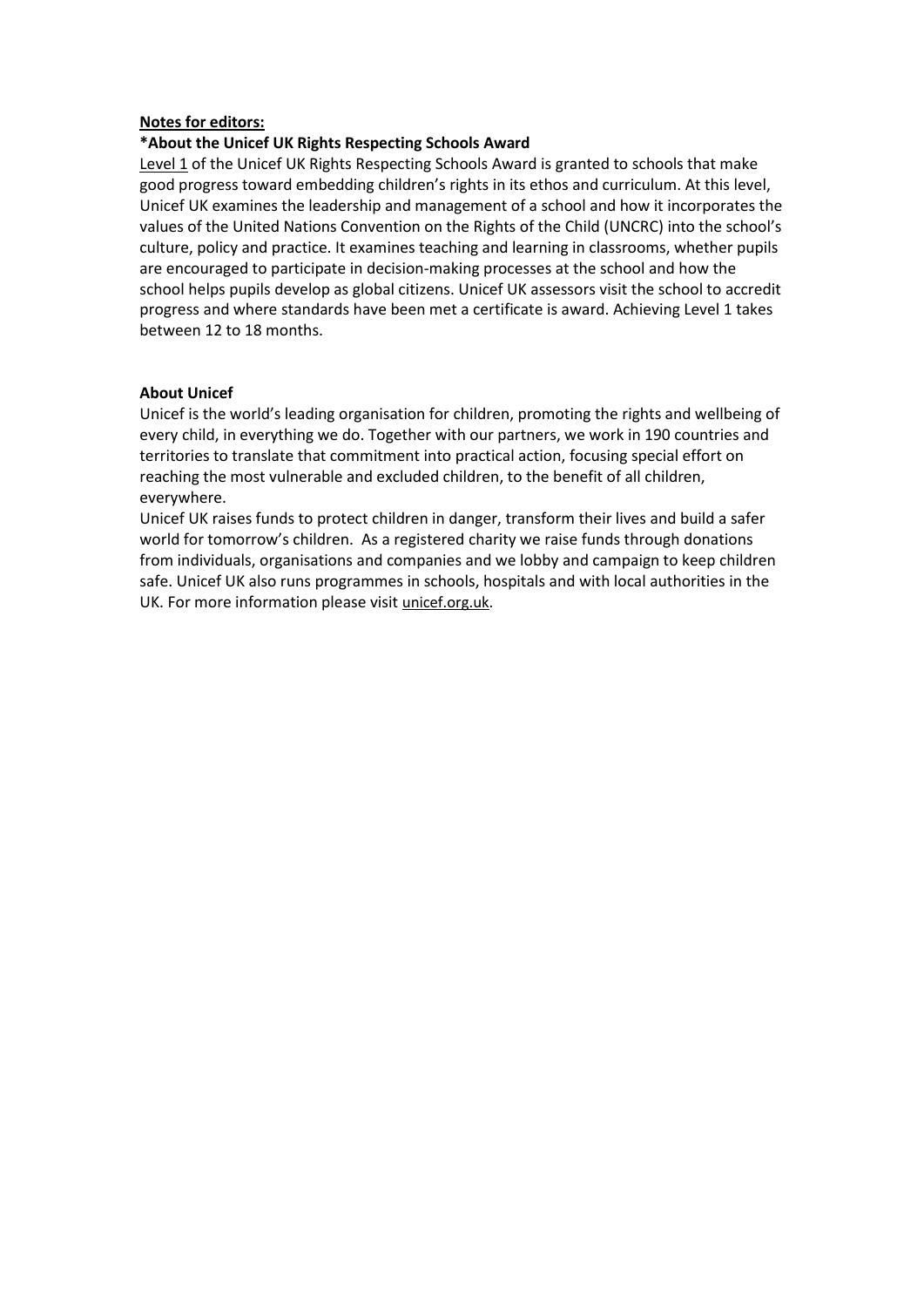**Notes for editors:**

**\*About the Unicef UK Rights Respecting Schools Award**

Level 1 of the Unicef UK Rights Respecting Schools Award is granted to schools that make good progress toward embedding children's rights in its ethos and curriculum. At this level, Unicef UK examines the leadership and management of a school and how it incorporates the values of the United Nations Convention on the Rights of the Child (UNCRC) into the school's culture, policy and practice. It examines teaching and learning in classrooms, whether pupils are encouraged to participate in decision-making processes at the school and how the school helps pupils develop as global citizens. Unicef UK assessors visit the school to accredit progress and where standards have been met a certificate is award. Achieving Level 1 takes between 12 to 18 months.

**About Unicef**

Unicef is the world's leading organisation for children, promoting the rights and wellbeing of every child, in everything we do. Together with our partners, we work in 190 countries and territories to translate that commitment into practical action, focusing special effort on reaching the most vulnerable and excluded children, to the benefit of all children, everywhere.

Unicef UK raises funds to protect children in danger, transform their lives and build a safer world for tomorrow's children. As a registered charity we raise funds through donations from individuals, organisations and companies and we lobby and campaign to keep children safe. Unicef UK also runs programmes in schools, hospitals and with local authorities in the UK. For more information please visit unicef.org.uk.